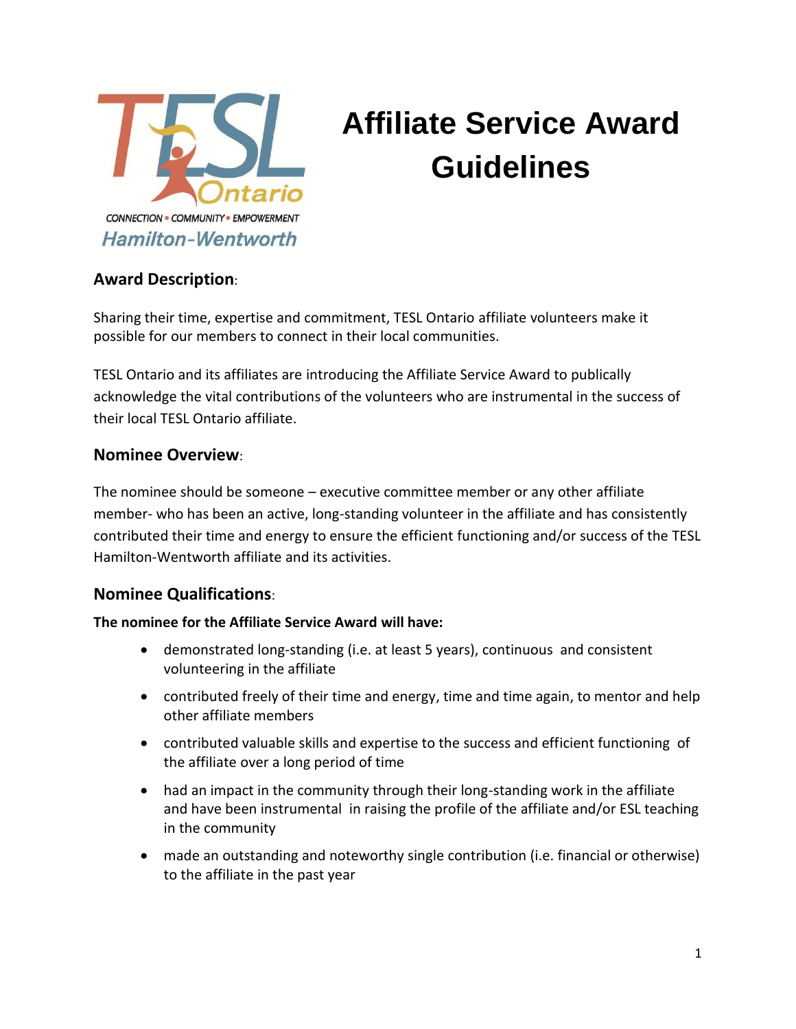TESL Ontario

CONNECTION • COMMUNITY • EMPOWERMENT

Hamilton-Wentworth

# Affiliate Service Award Guidelines

## Award Description:

Sharing their time, expertise and commitment, TESL Ontario affiliate volunteers make it possible for our members to connect in their local communities.

TESL Ontario and its affiliates are introducing the Affiliate Service Award to publically acknowledge the vital contributions of the volunteers who are instrumental in the success of their local TESL Ontario affiliate.

## Nominee Overview:

The nominee should be someone – executive committee member or any other affiliate member- who has been an active, long-standing volunteer in the affiliate and has consistently contributed their time and energy to ensure the efficient functioning and/or success of the TESL Hamilton-Wentworth affiliate and its activities.

## Nominee Qualifications:

**The nominee for the Affiliate Service Award will have:**

- demonstrated long-standing (i.e. at least 5 years), continuous and consistent volunteering in the affiliate
- contributed freely of their time and energy, time and time again, to mentor and help other affiliate members
- contributed valuable skills and expertise to the success and efficient functioning of the affiliate over a long period of time
- had an impact in the community through their long-standing work in the affiliate and have been instrumental in raising the profile of the affiliate and/or ESL teaching in the community
- made an outstanding and noteworthy single contribution (i.e. financial or otherwise) to the affiliate in the past year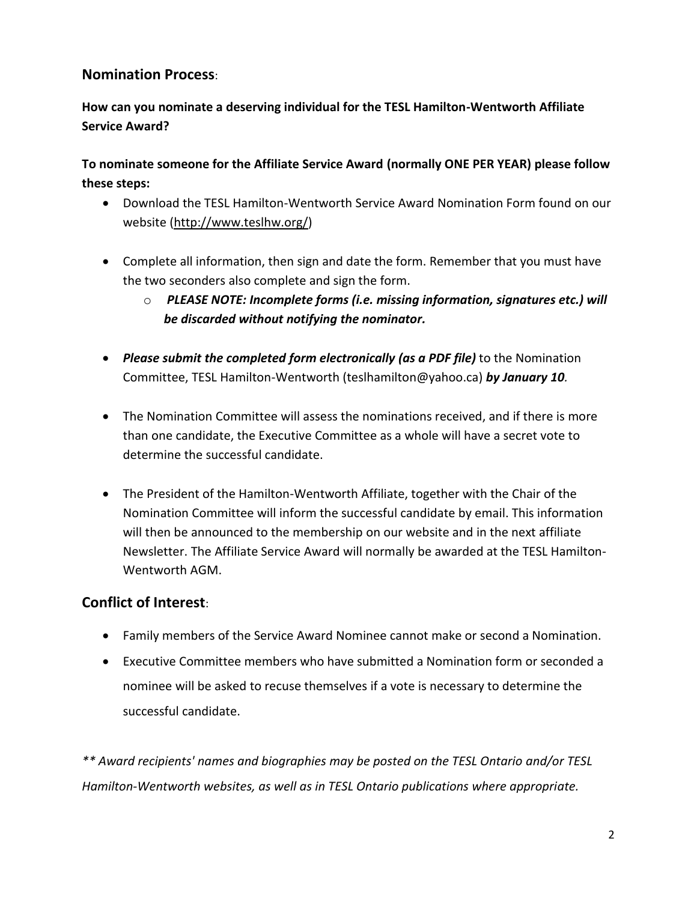## **Nomination Process**:

**How can you nominate a deserving individual for the TESL Hamilton-Wentworth Affiliate Service Award?**

**To nominate someone for the Affiliate Service Award (normally ONE PER YEAR) please follow these steps:**

- Download the TESL Hamilton-Wentworth Service Award Nomination Form found on our website (http://www.teslhw.org/)
- Complete all information, then sign and date the form. Remember that you must have the two seconders also complete and sign the form.
  - ***PLEASE NOTE: Incomplete forms (i.e. missing information, signatures etc.) will be discarded without notifying the nominator.***
- ***Please submit the completed form electronically (as a PDF file)*** to the Nomination Committee, TESL Hamilton-Wentworth (teslhamilton@yahoo.ca) ***by January 10.***
- The Nomination Committee will assess the nominations received, and if there is more than one candidate, the Executive Committee as a whole will have a secret vote to determine the successful candidate.
- The President of the Hamilton-Wentworth Affiliate, together with the Chair of the Nomination Committee will inform the successful candidate by email. This information will then be announced to the membership on our website and in the next affiliate Newsletter. The Affiliate Service Award will normally be awarded at the TESL Hamilton-Wentworth AGM.

## **Conflict of Interest**:

- Family members of the Service Award Nominee cannot make or second a Nomination.
- Executive Committee members who have submitted a Nomination form or seconded a nominee will be asked to recuse themselves if a vote is necessary to determine the successful candidate.

*** Award recipients' names and biographies may be posted on the TESL Ontario and/or TESL Hamilton-Wentworth websites, as well as in TESL Ontario publications where appropriate.*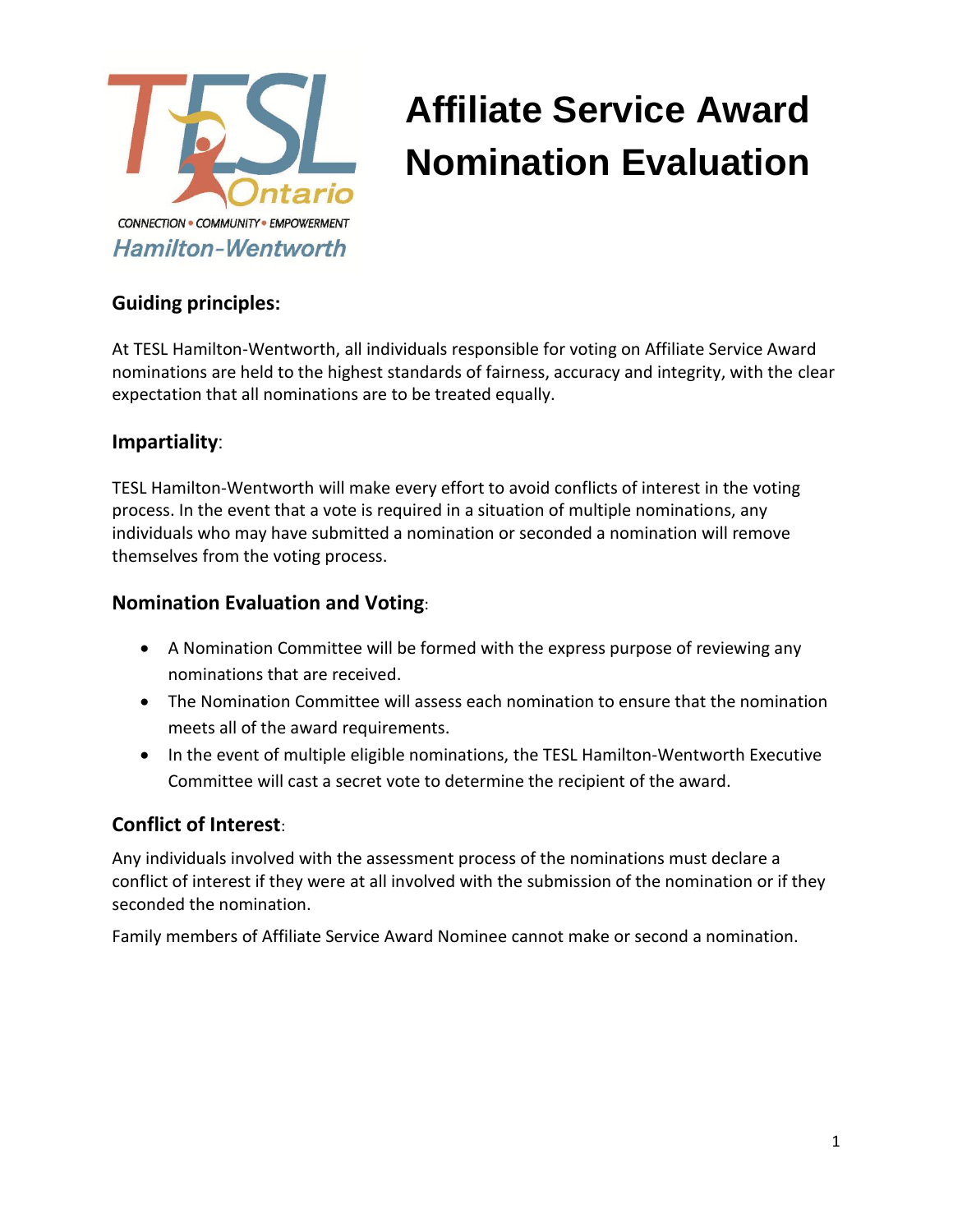# Affiliate Service Award Nomination Evaluation

## Guiding principles:

At TESL Hamilton-Wentworth, all individuals responsible for voting on Affiliate Service Award nominations are held to the highest standards of fairness, accuracy and integrity, with the clear expectation that all nominations are to be treated equally.

## Impartiality:

TESL Hamilton-Wentworth will make every effort to avoid conflicts of interest in the voting process. In the event that a vote is required in a situation of multiple nominations, any individuals who may have submitted a nomination or seconded a nomination will remove themselves from the voting process.

## Nomination Evaluation and Voting:

- A Nomination Committee will be formed with the express purpose of reviewing any nominations that are received.
- The Nomination Committee will assess each nomination to ensure that the nomination meets all of the award requirements.
- In the event of multiple eligible nominations, the TESL Hamilton-Wentworth Executive Committee will cast a secret vote to determine the recipient of the award.

## Conflict of Interest:

Any individuals involved with the assessment process of the nominations must declare a conflict of interest if they were at all involved with the submission of the nomination or if they seconded the nomination.

Family members of Affiliate Service Award Nominee cannot make or second a nomination.